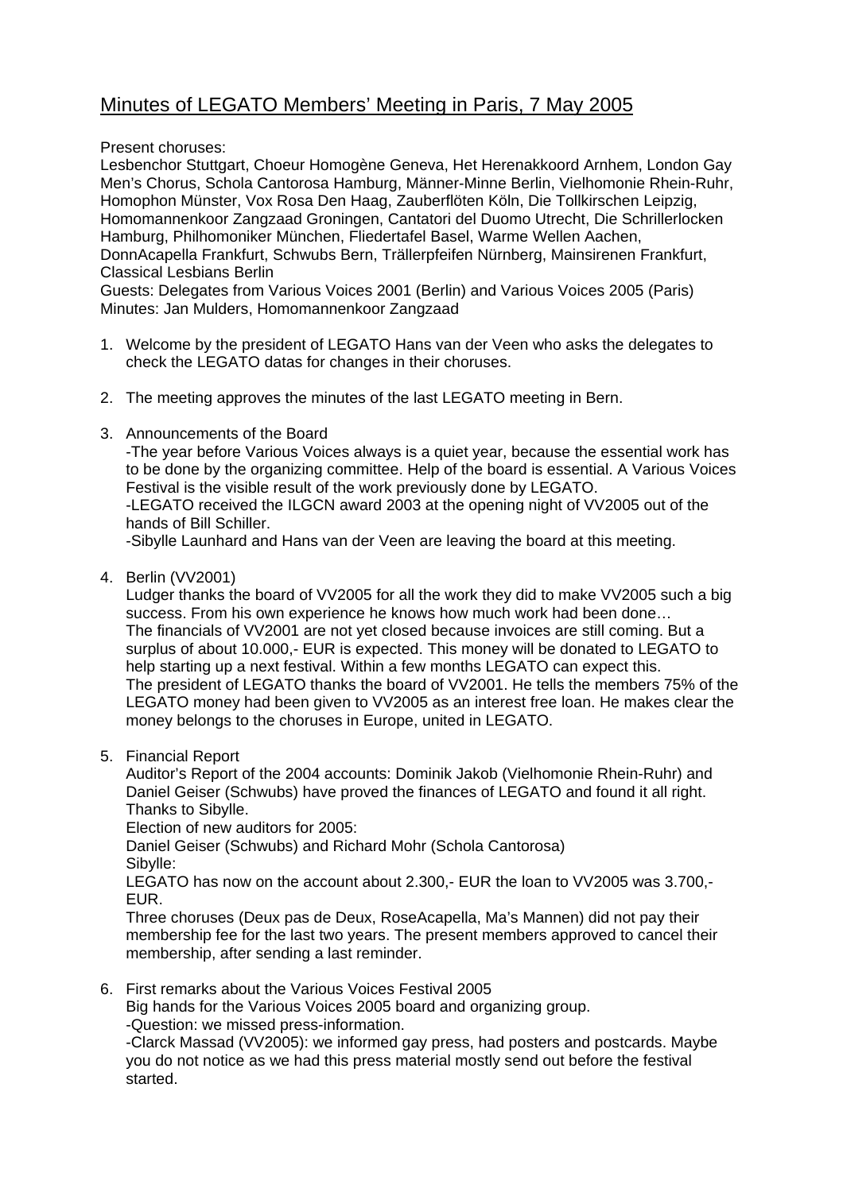# Minutes of LEGATO Members' Meeting in Paris, 7 May 2005

Present choruses:
Lesbenchor Stuttgart, Choeur Homogène Geneva, Het Herenakkoord Arnhem, London Gay Men's Chorus, Schola Cantorosa Hamburg, Männer-Minne Berlin, Vielhomonie Rhein-Ruhr, Homophon Münster, Vox Rosa Den Haag, Zauberflöten Köln, Die Tollkirschen Leipzig, Homomannenkoor Zangzaad Groningen, Cantatori del Duomo Utrecht, Die Schrillerlocken Hamburg, Philhomoniker München, Fliedertafel Basel, Warme Wellen Aachen, DonnAcapella Frankfurt, Schwubs Bern, Trällerpfeifen Nürnberg, Mainsirenen Frankfurt, Classical Lesbians Berlin
Guests: Delegates from Various Voices 2001 (Berlin) and Various Voices 2005 (Paris)
Minutes: Jan Mulders, Homomannenkoor Zangzaad

1. Welcome by the president of LEGATO Hans van der Veen who asks the delegates to check the LEGATO datas for changes in their choruses.

2. The meeting approves the minutes of the last LEGATO meeting in Bern.

3. Announcements of the Board
   -The year before Various Voices always is a quiet year, because the essential work has to be done by the organizing committee. Help of the board is essential. A Various Voices Festival is the visible result of the work previously done by LEGATO.
   -LEGATO received the ILGCN award 2003 at the opening night of VV2005 out of the hands of Bill Schiller.
   -Sibylle Launhard and Hans van der Veen are leaving the board at this meeting.

4. Berlin (VV2001)
   Ludger thanks the board of VV2005 for all the work they did to make VV2005 such a big success. From his own experience he knows how much work had been done…
   The financials of VV2001 are not yet closed because invoices are still coming. But a surplus of about 10.000,- EUR is expected. This money will be donated to LEGATO to help starting up a next festival. Within a few months LEGATO can expect this.
   The president of LEGATO thanks the board of VV2001. He tells the members 75% of the LEGATO money had been given to VV2005 as an interest free loan. He makes clear the money belongs to the choruses in Europe, united in LEGATO.

5. Financial Report
   Auditor's Report of the 2004 accounts: Dominik Jakob (Vielhomonie Rhein-Ruhr) and Daniel Geiser (Schwubs) have proved the finances of LEGATO and found it all right. Thanks to Sibylle.
   Election of new auditors for 2005:
   Daniel Geiser (Schwubs) and Richard Mohr (Schola Cantorosa)
   Sibylle:
   LEGATO has now on the account about 2.300,- EUR the loan to VV2005 was 3.700,- EUR.
   Three choruses (Deux pas de Deux, RoseAcapella, Ma's Mannen) did not pay their membership fee for the last two years. The present members approved to cancel their membership, after sending a last reminder.

6. First remarks about the Various Voices Festival 2005
   Big hands for the Various Voices 2005 board and organizing group.
   -Question: we missed press-information.
   -Clarck Massad (VV2005): we informed gay press, had posters and postcards. Maybe you do not notice as we had this press material mostly send out before the festival started.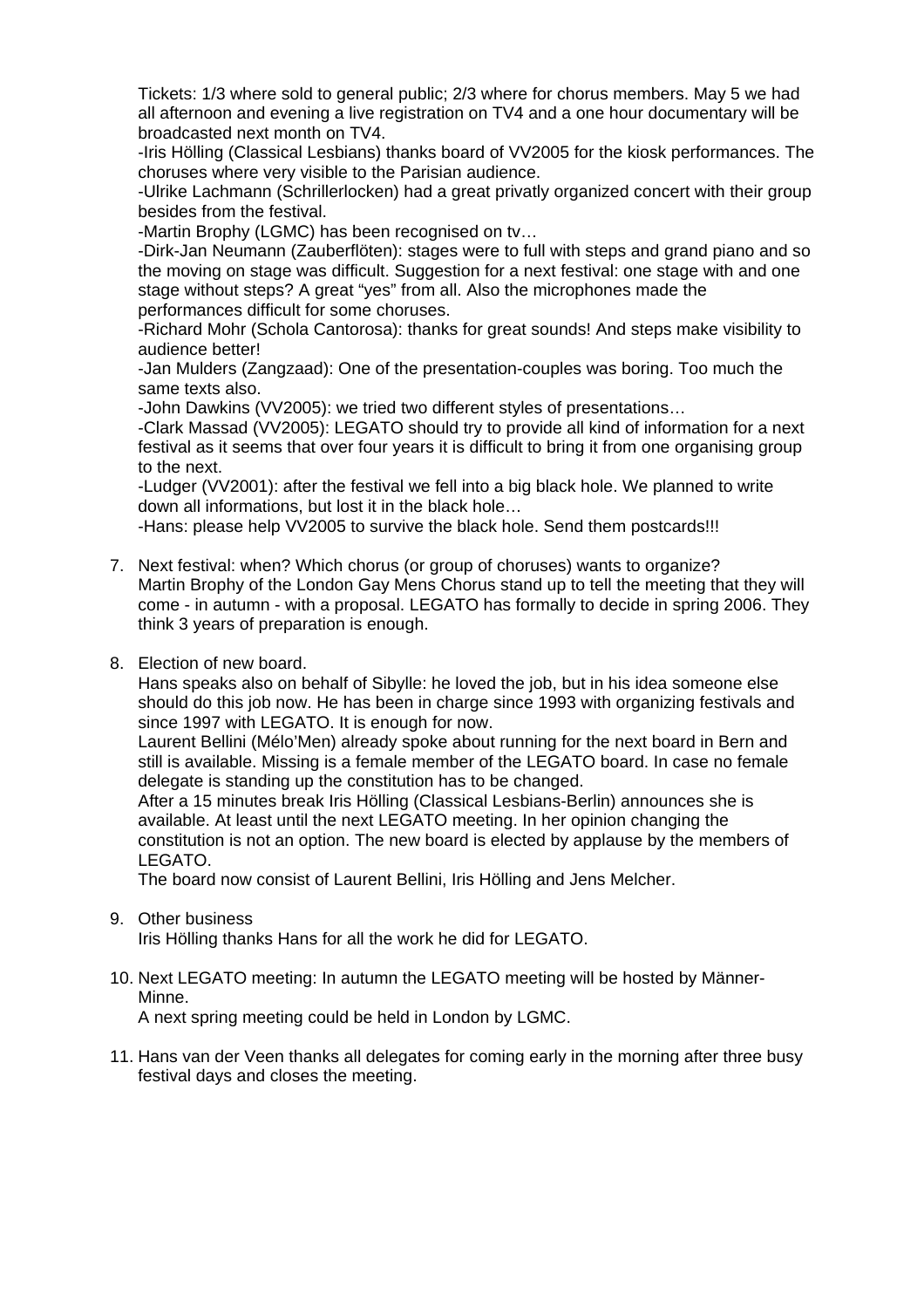Tickets: 1/3 where sold to general public; 2/3 where for chorus members. May 5 we had all afternoon and evening a live registration on TV4 and a one hour documentary will be broadcasted next month on TV4.

-Iris Hölling (Classical Lesbians) thanks board of VV2005 for the kiosk performances. The choruses where very visible to the Parisian audience.

-Ulrike Lachmann (Schrillerlocken) had a great privatly organized concert with their group besides from the festival.

-Martin Brophy (LGMC) has been recognised on tv…

-Dirk-Jan Neumann (Zauberflöten): stages were to full with steps and grand piano and so the moving on stage was difficult. Suggestion for a next festival: one stage with and one stage without steps? A great "yes" from all. Also the microphones made the performances difficult for some choruses.

-Richard Mohr (Schola Cantorosa): thanks for great sounds! And steps make visibility to audience better!

-Jan Mulders (Zangzaad): One of the presentation-couples was boring. Too much the same texts also.

-John Dawkins (VV2005): we tried two different styles of presentations…

-Clark Massad (VV2005): LEGATO should try to provide all kind of information for a next festival as it seems that over four years it is difficult to bring it from one organising group to the next.

-Ludger (VV2001): after the festival we fell into a big black hole. We planned to write down all informations, but lost it in the black hole…

-Hans: please help VV2005 to survive the black hole. Send them postcards!!!

7. Next festival: when? Which chorus (or group of choruses) wants to organize?
   Martin Brophy of the London Gay Mens Chorus stand up to tell the meeting that they will come - in autumn - with a proposal. LEGATO has formally to decide in spring 2006. They think 3 years of preparation is enough.

8. Election of new board.
   Hans speaks also on behalf of Sibylle: he loved the job, but in his idea someone else should do this job now. He has been in charge since 1993 with organizing festivals and since 1997 with LEGATO. It is enough for now.
   Laurent Bellini (Mélo'Men) already spoke about running for the next board in Bern and still is available. Missing is a female member of the LEGATO board. In case no female delegate is standing up the constitution has to be changed.
   After a 15 minutes break Iris Hölling (Classical Lesbians-Berlin) announces she is available. At least until the next LEGATO meeting. In her opinion changing the constitution is not an option. The new board is elected by applause by the members of LEGATO.
   The board now consist of Laurent Bellini, Iris Hölling and Jens Melcher.

9. Other business
   Iris Hölling thanks Hans for all the work he did for LEGATO.

10. Next LEGATO meeting: In autumn the LEGATO meeting will be hosted by Männer-Minne.
    A next spring meeting could be held in London by LGMC.

11. Hans van der Veen thanks all delegates for coming early in the morning after three busy festival days and closes the meeting.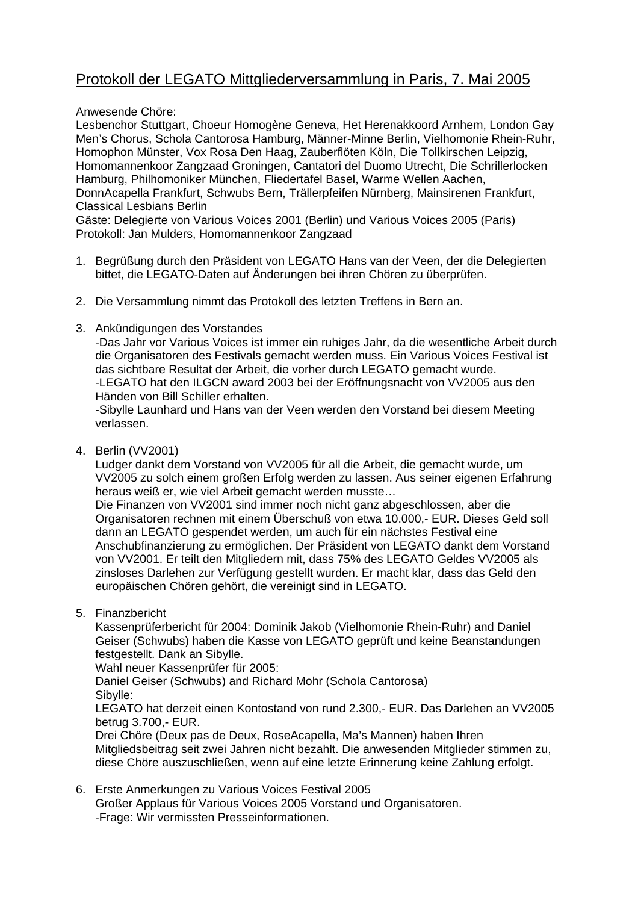# Protokoll der LEGATO Mittgliederversammlung in Paris, 7. Mai 2005

Anwesende Chöre:
Lesbenchor Stuttgart, Choeur Homogène Geneva, Het Herenakkoord Arnhem, London Gay Men's Chorus, Schola Cantorosa Hamburg, Männer-Minne Berlin, Vielhomonie Rhein-Ruhr, Homophon Münster, Vox Rosa Den Haag, Zauberflöten Köln, Die Tollkirschen Leipzig, Homomannenkoor Zangzaad Groningen, Cantatori del Duomo Utrecht, Die Schrillerlocken Hamburg, Philhomoniker München, Fliedertafel Basel, Warme Wellen Aachen, DonnAcapella Frankfurt, Schwubs Bern, Trällerpfeifen Nürnberg, Mainsirenen Frankfurt, Classical Lesbians Berlin
Gäste: Delegierte von Various Voices 2001 (Berlin) und Various Voices 2005 (Paris)
Protokoll: Jan Mulders, Homomannenkoor Zangzaad

1. Begrüßung durch den Präsident von LEGATO Hans van der Veen, der die Delegierten bittet, die LEGATO-Daten auf Änderungen bei ihren Chören zu überprüfen.

2. Die Versammlung nimmt das Protokoll des letzten Treffens in Bern an.

3. Ankündigungen des Vorstandes
   -Das Jahr vor Various Voices ist immer ein ruhiges Jahr, da die wesentliche Arbeit durch die Organisatoren des Festivals gemacht werden muss. Ein Various Voices Festival ist das sichtbare Resultat der Arbeit, die vorher durch LEGATO gemacht wurde.
   -LEGATO hat den ILGCN award 2003 bei der Eröffnungsnacht von VV2005 aus den Händen von Bill Schiller erhalten.
   -Sibylle Launhard und Hans van der Veen werden den Vorstand bei diesem Meeting verlassen.

4. Berlin (VV2001)
   Ludger dankt dem Vorstand von VV2005 für all die Arbeit, die gemacht wurde, um VV2005 zu solch einem großen Erfolg werden zu lassen. Aus seiner eigenen Erfahrung heraus weiß er, wie viel Arbeit gemacht werden musste…
   Die Finanzen von VV2001 sind immer noch nicht ganz abgeschlossen, aber die Organisatoren rechnen mit einem Überschuß von etwa 10.000,- EUR. Dieses Geld soll dann an LEGATO gespendet werden, um auch für ein nächstes Festival eine Anschubfinanzierung zu ermöglichen. Der Präsident von LEGATO dankt dem Vorstand von VV2001. Er teilt den Mitgliedern mit, dass 75% des LEGATO Geldes VV2005 als zinsloses Darlehen zur Verfügung gestellt wurden. Er macht klar, dass das Geld den europäischen Chören gehört, die vereinigt sind in LEGATO.

5. Finanzbericht
   Kassenprüferbericht für 2004: Dominik Jakob (Vielhomonie Rhein-Ruhr) and Daniel Geiser (Schwubs) haben die Kasse von LEGATO geprüft und keine Beanstandungen festgestellt. Dank an Sibylle.
   Wahl neuer Kassenprüfer für 2005:
   Daniel Geiser (Schwubs) and Richard Mohr (Schola Cantorosa)
   Sibylle:
   LEGATO hat derzeit einen Kontostand von rund 2.300,- EUR. Das Darlehen an VV2005 betrug 3.700,- EUR.
   Drei Chöre (Deux pas de Deux, RoseAcapella, Ma's Mannen) haben Ihren Mitgliedsbeitrag seit zwei Jahren nicht bezahlt. Die anwesenden Mitglieder stimmen zu, diese Chöre auszuschließen, wenn auf eine letzte Erinnerung keine Zahlung erfolgt.

6. Erste Anmerkungen zu Various Voices Festival 2005
   Großer Applaus für Various Voices 2005 Vorstand und Organisatoren.
   -Frage: Wir vermissten Presseinformationen.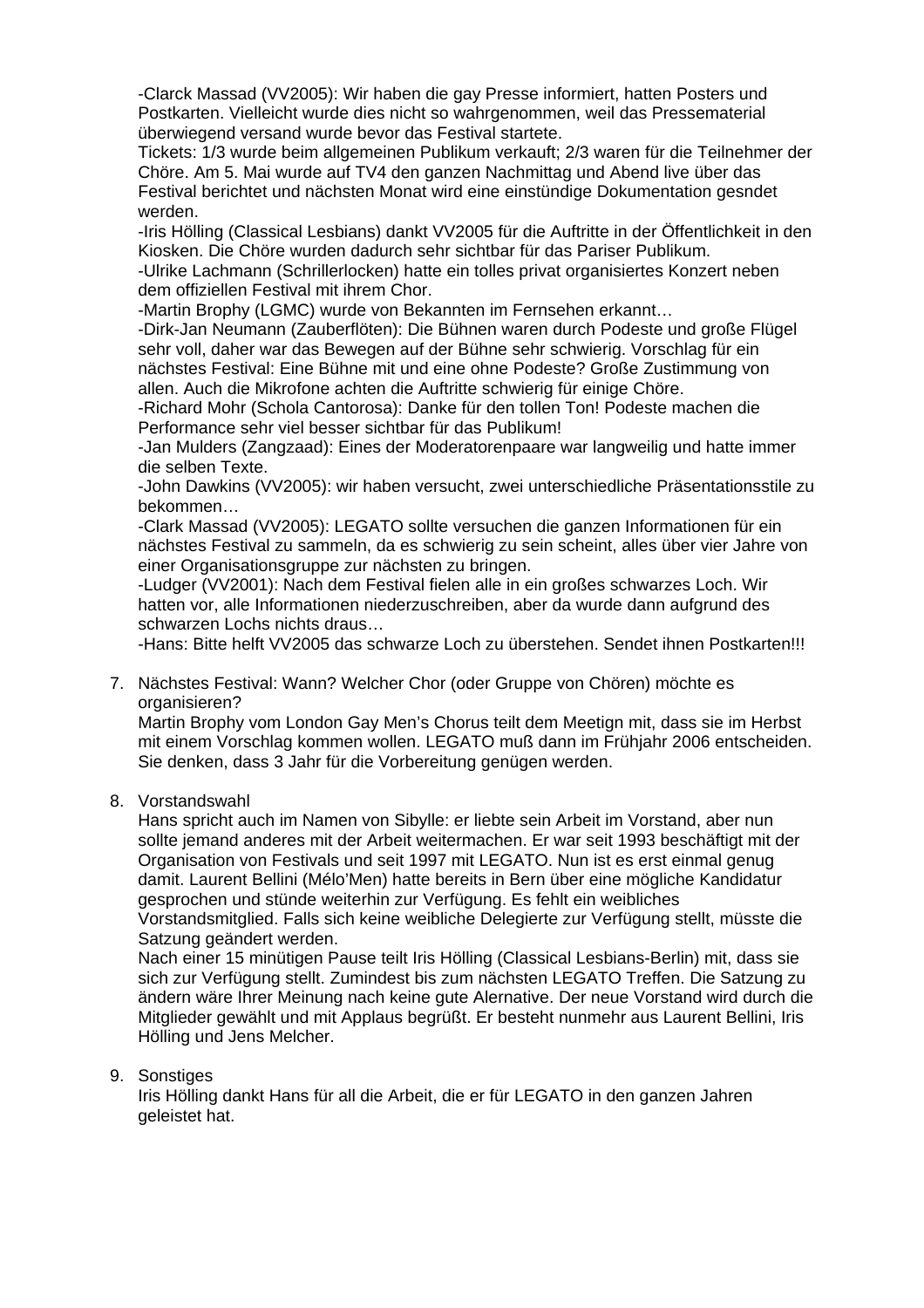-Clarck Massad (VV2005): Wir haben die gay Presse informiert, hatten Posters und Postkarten. Vielleicht wurde dies nicht so wahrgenommen, weil das Pressematerial überwiegend versand wurde bevor das Festival startete.
Tickets: 1/3 wurde beim allgemeinen Publikum verkauft; 2/3 waren für die Teilnehmer der Chöre. Am 5. Mai wurde auf TV4 den ganzen Nachmittag und Abend live über das Festival berichtet und nächsten Monat wird eine einstündige Dokumentation gesndet werden.
-Iris Hölling (Classical Lesbians) dankt VV2005 für die Auftritte in der Öffentlichkeit in den Kiosken. Die Chöre wurden dadurch sehr sichtbar für das Pariser Publikum.
-Ulrike Lachmann (Schrillerlocken) hatte ein tolles privat organisiertes Konzert neben dem offiziellen Festival mit ihrem Chor.
-Martin Brophy (LGMC) wurde von Bekannten im Fernsehen erkannt…
-Dirk-Jan Neumann (Zauberflöten): Die Bühnen waren durch Podeste und große Flügel sehr voll, daher war das Bewegen auf der Bühne sehr schwierig. Vorschlag für ein nächstes Festival: Eine Bühne mit und eine ohne Podeste? Große Zustimmung von allen. Auch die Mikrofone achten die Auftritte schwierig für einige Chöre.
-Richard Mohr (Schola Cantorosa): Danke für den tollen Ton! Podeste machen die Performance sehr viel besser sichtbar für das Publikum!
-Jan Mulders (Zangzaad): Eines der Moderatorenpaare war langweilig und hatte immer die selben Texte.
-John Dawkins (VV2005): wir haben versucht, zwei unterschiedliche Präsentationsstile zu bekommen…
-Clark Massad (VV2005): LEGATO sollte versuchen die ganzen Informationen für ein nächstes Festival zu sammeln, da es schwierig zu sein scheint, alles über vier Jahre von einer Organisationsgruppe zur nächsten zu bringen.
-Ludger (VV2001): Nach dem Festival fielen alle in ein großes schwarzes Loch. Wir hatten vor, alle Informationen niederzuschreiben, aber da wurde dann aufgrund des schwarzen Lochs nichts draus…
-Hans: Bitte helft VV2005 das schwarze Loch zu überstehen. Sendet ihnen Postkarten!!!

7. Nächstes Festival: Wann? Welcher Chor (oder Gruppe von Chören) möchte es organisieren?
   Martin Brophy vom London Gay Men's Chorus teilt dem Meetign mit, dass sie im Herbst mit einem Vorschlag kommen wollen. LEGATO muß dann im Frühjahr 2006 entscheiden. Sie denken, dass 3 Jahr für die Vorbereitung genügen werden.

8. Vorstandswahl
   Hans spricht auch im Namen von Sibylle: er liebte sein Arbeit im Vorstand, aber nun sollte jemand anderes mit der Arbeit weitermachen. Er war seit 1993 beschäftigt mit der Organisation von Festivals und seit 1997 mit LEGATO. Nun ist es erst einmal genug damit. Laurent Bellini (Mélo'Men) hatte bereits in Bern über eine mögliche Kandidatur gesprochen und stünde weiterhin zur Verfügung. Es fehlt ein weibliches Vorstandsmitglied. Falls sich keine weibliche Delegierte zur Verfügung stellt, müsste die Satzung geändert werden.
   Nach einer 15 minütigen Pause teilt Iris Hölling (Classical Lesbians-Berlin) mit, dass sie sich zur Verfügung stellt. Zumindest bis zum nächsten LEGATO Treffen. Die Satzung zu ändern wäre Ihrer Meinung nach keine gute Alernative. Der neue Vorstand wird durch die Mitglieder gewählt und mit Applaus begrüßt. Er besteht nunmehr aus Laurent Bellini, Iris Hölling und Jens Melcher.

9. Sonstiges
   Iris Hölling dankt Hans für all die Arbeit, die er für LEGATO in den ganzen Jahren geleistet hat.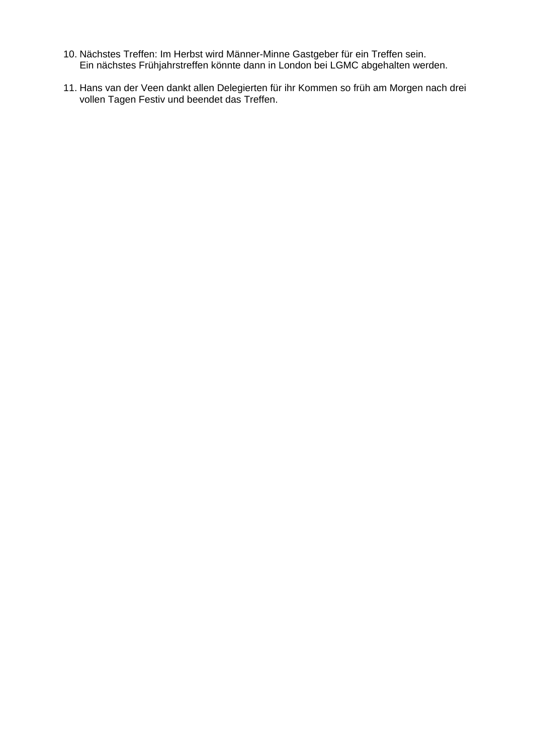10. Nächstes Treffen: Im Herbst wird Männer-Minne Gastgeber für ein Treffen sein.
    Ein nächstes Frühjahrstreffen könnte dann in London bei LGMC abgehalten werden.

11. Hans van der Veen dankt allen Delegierten für ihr Kommen so früh am Morgen nach drei vollen Tagen Festiv und beendet das Treffen.